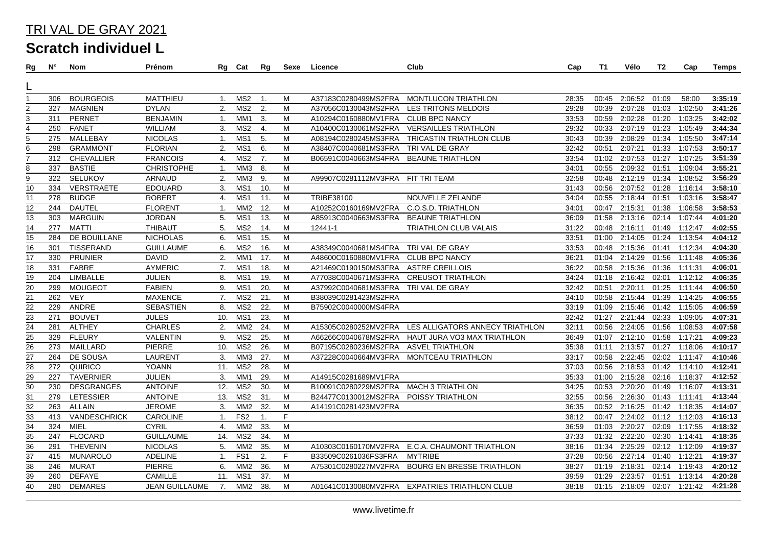# TRI VAL DE GRAY 2021

## Scratch individuel L

| Rg | N° | Nom | Prénom | Rg | Cat | Rg | Sexe | Licence | Club | Cap | T1 | Vélo | T2 | Cap | Temps |
|---|---|---|---|---|---|---|---|---|---|---|---|---|---|---|---|
| L | | | | | | | | | | | | | | | |
| 1 | 306 | BOURGEOIS | MATTHIEU | 1. | MS2 | 1. | M | A37183C0280499MS2FRA | MONTLUCON TRIATHLON | 28:35 | 00:45 | 2:06:52 | 01:09 | 58:00 | **3:35:19** |
| 2 | 327 | MAGNIEN | DYLAN | 2. | MS2 | 2. | M | A37056C0130043MS2FRA | LES TRITONS MELDOIS | 29:28 | 00:39 | 2:07:28 | 01:03 | 1:02:50 | **3:41:26** |
| 3 | 311 | PERNET | BENJAMIN | 1. | MM1 | 3. | M | A10294C0160880MV1FRA | CLUB BPC NANCY | 33:53 | 00:59 | 2:02:28 | 01:20 | 1:03:25 | **3:42:02** |
| 4 | 250 | FANET | WILLIAM | 3. | MS2 | 4. | M | A10400C0130061MS2FRA | VERSAILLES TRIATHLON | 29:32 | 00:33 | 2:07:19 | 01:23 | 1:05:49 | **3:44:34** |
| 5 | 275 | MALLEBAY | NICOLAS | 1. | MS1 | 5. | M | A08194C0280245MS3FRA | TRICASTIN TRIATHLON CLUB | 30:43 | 00:39 | 2:08:29 | 01:34 | 1:05:50 | **3:47:14** |
| 6 | 298 | GRAMMONT | FLORIAN | 2. | MS1 | 6. | M | A38407C0040681MS3FRA | TRI VAL DE GRAY | 32:42 | 00:51 | 2:07:21 | 01:33 | 1:07:53 | **3:50:17** |
| 7 | 312 | CHEVALLIER | FRANCOIS | 4. | MS2 | 7. | M | B06591C0040663MS4FRA | BEAUNE TRIATHLON | 33:54 | 01:02 | 2:07:53 | 01:27 | 1:07:25 | **3:51:39** |
| 8 | 337 | BASTIE | CHRISTOPHE | 1. | MM3 | 8. | M | | | 34:01 | 00:55 | 2:09:32 | 01:51 | 1:09:04 | **3:55:21** |
| 9 | 322 | SELUKOV | ARNAUD | 2. | MM3 | 9. | M | A99907C0281112MV3FRA | FIT TRI TEAM | 32:58 | 00:48 | 2:12:19 | 01:34 | 1:08:52 | **3:56:29** |
| 10 | 334 | VERSTRAETE | EDOUARD | 3. | MS1 | 10. | M | | | 31:43 | 00:56 | 2:07:52 | 01:28 | 1:16:14 | **3:58:10** |
| 11 | 278 | BUDGE | ROBERT | 4. | MS1 | 11. | M | TRIBE38100 | NOUVELLE ZELANDE | 34:04 | 00:55 | 2:18:44 | 01:51 | 1:03:16 | **3:58:47** |
| 12 | 244 | DAUTEL | FLORENT | 1. | MM2 | 12. | M | A10252C0160169MV2FRA | C.O.S.D. TRIATHLON | 34:01 | 00:47 | 2:15:31 | 01:38 | 1:06:58 | **3:58:53** |
| 13 | 303 | MARGUIN | JORDAN | 5. | MS1 | 13. | M | A85913C0040663MS3FRA | BEAUNE TRIATHLON | 36:09 | 01:58 | 2:13:16 | 02:14 | 1:07:44 | **4:01:20** |
| 14 | 277 | MATTI | THIBAUT | 5. | MS2 | 14. | M | 12441-1 | TRIATHLON CLUB VALAIS | 31:22 | 00:48 | 2:16:11 | 01:49 | 1:12:47 | **4:02:55** |
| 15 | 284 | DE BOUILLANE | NICHOLAS | 6. | MS1 | 15. | M | | | 33:51 | 01:00 | 2:14:05 | 01:24 | 1:13:54 | **4:04:12** |
| 16 | 301 | TISSERAND | GUILLAUME | 6. | MS2 | 16. | M | A38349C0040681MS4FRA | TRI VAL DE GRAY | 33:53 | 00:48 | 2:15:36 | 01:41 | 1:12:34 | **4:04:30** |
| 17 | 330 | PRUNIER | DAVID | 2. | MM1 | 17. | M | A48600C0160880MV1FRA | CLUB BPC NANCY | 36:21 | 01:04 | 2:14:29 | 01:56 | 1:11:48 | **4:05:36** |
| 18 | 331 | FABRE | AYMERIC | 7. | MS1 | 18. | M | A21469C0190150MS3FRA | ASTRE CREILLOIS | 36:22 | 00:58 | 2:15:36 | 01:36 | 1:11:31 | **4:06:01** |
| 19 | 204 | LIMBALLE | JULIEN | 8. | MS1 | 19. | M | A77038C0040671MS3FRA | CREUSOT TRIATHLON | 34:24 | 01:18 | 2:16:42 | 02:01 | 1:12:12 | **4:06:35** |
| 20 | 299 | MOUGEOT | FABIEN | 9. | MS1 | 20. | M | A37992C0040681MS3FRA | TRI VAL DE GRAY | 32:42 | 00:51 | 2:20:11 | 01:25 | 1:11:44 | **4:06:50** |
| 21 | 262 | VEY | MAXENCE | 7. | MS2 | 21. | M | B38039C0281423MS2FRA | | 34:10 | 00:58 | 2:15:44 | 01:39 | 1:14:25 | **4:06:55** |
| 22 | 229 | ANDRE | SEBASTIEN | 8. | MS2 | 22. | M | B75902C0040000MS4FRA | | 33:19 | 01:09 | 2:15:46 | 01:42 | 1:15:05 | **4:06:59** |
| 23 | 271 | BOUVET | JULES | 10. | MS1 | 23. | M | | | 32:42 | 01:27 | 2:21:44 | 02:33 | 1:09:05 | **4:07:31** |
| 24 | 281 | ALTHEY | CHARLES | 2. | MM2 | 24. | M | A15305C0280252MV2FRA | LES ALLIGATORS ANNECY TRIATHLON | 32:11 | 00:56 | 2:24:05 | 01:56 | 1:08:53 | **4:07:58** |
| 25 | 329 | FLEURY | VALENTIN | 9. | MS2 | 25. | M | A66266C0040678MS2FRA | HAUT JURA VO3 MAX TRIATHLON | 36:49 | 01:07 | 2:12:10 | 01:58 | 1:17:21 | **4:09:23** |
| 26 | 273 | MAILLARD | PIERRE | 10. | MS2 | 26. | M | B07195C0280236MS2FRA | ASVEL TRIATHLON | 35:38 | 01:11 | 2:13:57 | 01:27 | 1:18:06 | **4:10:17** |
| 27 | 264 | DE SOUSA | LAURENT | 3. | MM3 | 27. | M | A37228C0040664MV3FRA | MONTCEAU TRIATHLON | 33:17 | 00:58 | 2:22:45 | 02:02 | 1:11:47 | **4:10:46** |
| 28 | 272 | QUIRICO | YOANN | 11. | MS2 | 28. | M | | | 37:03 | 00:56 | 2:18:53 | 01:42 | 1:14:10 | **4:12:41** |
| 29 | 227 | TAVERNIER | JULIEN | 3. | MM1 | 29. | M | A14915C0281689MV1FRA | | 35:33 | 01:00 | 2:15:28 | 02:16 | 1:18:37 | **4:12:52** |
| 30 | 230 | DESGRANGES | ANTOINE | 12. | MS2 | 30. | M | B10091C0280229MS2FRA | MACH 3 TRIATHLON | 34:25 | 00:53 | 2:20:20 | 01:49 | 1:16:07 | **4:13:31** |
| 31 | 279 | LETESSIER | ANTOINE | 13. | MS2 | 31. | M | B24477C0130012MS2FRA | POISSY TRIATHLON | 32:55 | 00:56 | 2:26:30 | 01:43 | 1:11:41 | **4:13:44** |
| 32 | 263 | ALLAIN | JEROME | 3. | MM2 | 32. | M | A14191C0281423MV2FRA | | 36:35 | 00:52 | 2:16:25 | 01:42 | 1:18:35 | **4:14:07** |
| 33 | 413 | VANDESCHRICK | CAROLINE | 1. | FS2 | 1. | F | | | 38:12 | 00:47 | 2:24:02 | 01:12 | 1:12:03 | **4:16:13** |
| 34 | 324 | MIEL | CYRIL | 4. | MM2 | 33. | M | | | 36:59 | 01:03 | 2:20:27 | 02:09 | 1:17:55 | **4:18:32** |
| 35 | 247 | FLOCARD | GUILLAUME | 14. | MS2 | 34. | M | | | 37:33 | 01:32 | 2:22:20 | 02:30 | 1:14:41 | **4:18:35** |
| 36 | 291 | THEVENIN | NICOLAS | 5. | MM2 | 35. | M | A10303C0160170MV2FRA | E.C.A. CHAUMONT TRIATHLON | 38:16 | 01:34 | 2:25:29 | 02:12 | 1:12:09 | **4:19:37** |
| 37 | 415 | MUNAROLO | ADELINE | 1. | FS1 | 2. | F | B33509C0261036FS3FRA | MYTRIBE | 37:28 | 00:56 | 2:27:14 | 01:40 | 1:12:21 | **4:19:37** |
| 38 | 246 | MURAT | PIERRE | 6. | MM2 | 36. | M | A75301C0280227MV2FRA | BOURG EN BRESSE TRIATHLON | 38:27 | 01:19 | 2:18:31 | 02:14 | 1:19:43 | **4:20:12** |
| 39 | 260 | DEFAYE | CAMILLE | 11. | MS1 | 37. | M | | | 39:59 | 01:29 | 2:23:57 | 01:51 | 1:13:14 | **4:20:28** |
| 40 | 280 | DEMARES | JEAN GUILLAUME | 7. | MM2 | 38. | M | A01641C0130080MV2FRA | EXPATRIES TRIATHLON CLUB | 38:18 | 01:15 | 2:18:09 | 02:07 | 1:21:42 | **4:21:28** |

www.livetime.fr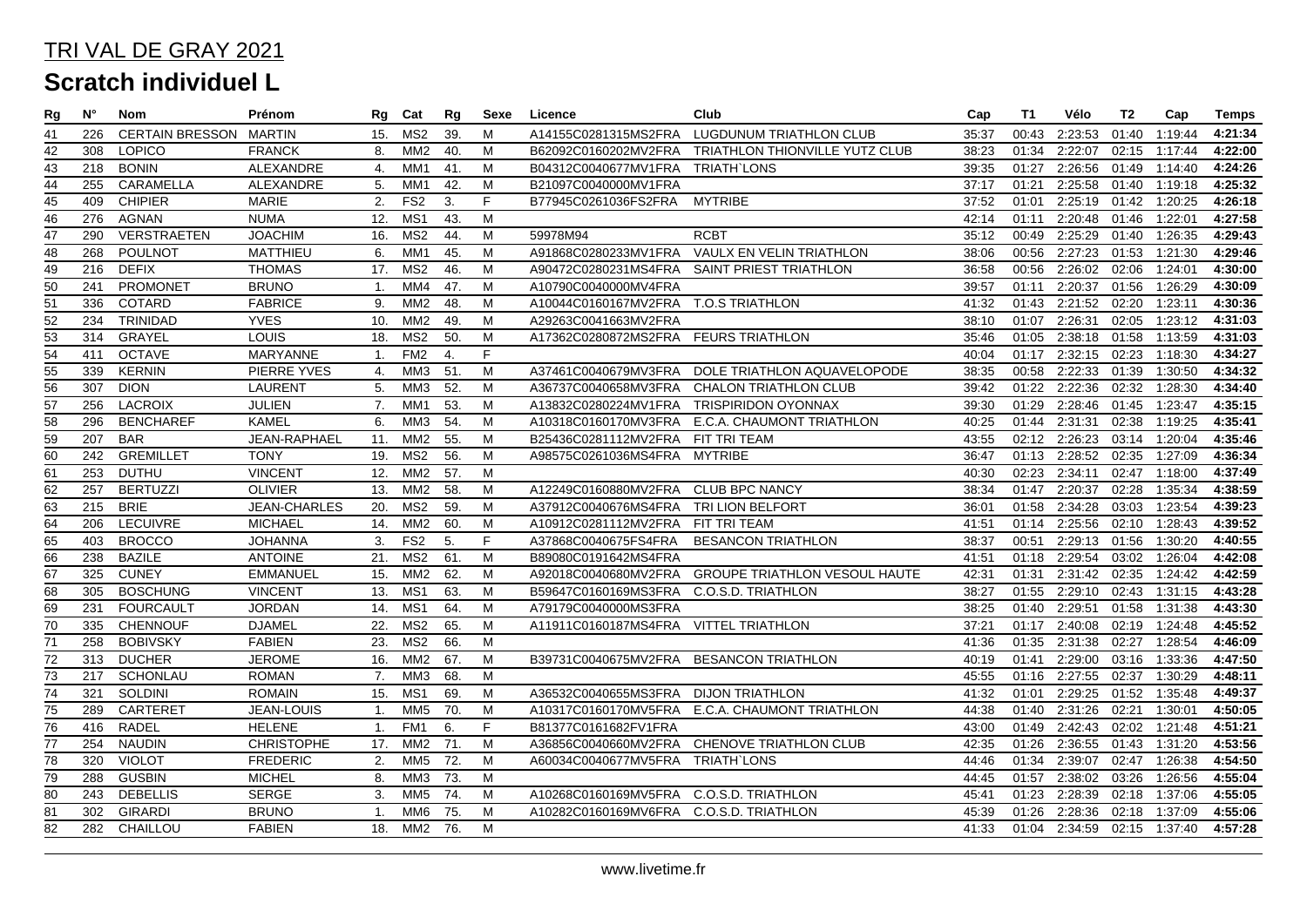# TRI VAL DE GRAY 2021

## Scratch individuel L

| Rg | N° | Nom | Prénom | Rg | Cat | Rg | Sexe | Licence | Club | Cap | T1 | Vélo | T2 | Cap | Temps |
|---|---|---|---|---|---|---|---|---|---|---|---|---|---|---|---|
| 41 | 226 | CERTAIN BRESSON | MARTIN | 15. | MS2 | 39. | M | A14155C0281315MS2FRA | LUGDUNUM TRIATHLON CLUB | 35:37 | 00:43 | 2:23:53 | 01:40 | 1:19:44 | **4:21:34** |
| 42 | 308 | LOPICO | FRANCK | 8. | MM2 | 40. | M | B62092C0160202MV2FRA | TRIATHLON THIONVILLE YUTZ CLUB | 38:23 | 01:34 | 2:22:07 | 02:15 | 1:17:44 | **4:22:00** |
| 43 | 218 | BONIN | ALEXANDRE | 4. | MM1 | 41. | M | B04312C0040677MV1FRA | TRIATH`LONS | 39:35 | 01:27 | 2:26:56 | 01:49 | 1:14:40 | **4:24:26** |
| 44 | 255 | CARAMELLA | ALEXANDRE | 5. | MM1 | 42. | M | B21097C0040000MV1FRA | | 37:17 | 01:21 | 2:25:58 | 01:40 | 1:19:18 | **4:25:32** |
| 45 | 409 | CHIPIER | MARIE | 2. | FS2 | 3. | F | B77945C0261036FS2FRA | MYTRIBE | 37:52 | 01:01 | 2:25:19 | 01:42 | 1:20:25 | **4:26:18** |
| 46 | 276 | AGNAN | NUMA | 12. | MS1 | 43. | M | | | 42:14 | 01:11 | 2:20:48 | 01:46 | 1:22:01 | **4:27:58** |
| 47 | 290 | VERSTRAETEN | JOACHIM | 16. | MS2 | 44. | M | 59978M94 | RCBT | 35:12 | 00:49 | 2:25:29 | 01:40 | 1:26:35 | **4:29:43** |
| 48 | 268 | POULNOT | MATTHIEU | 6. | MM1 | 45. | M | A91868C0280233MV1FRA | VAULX EN VELIN TRIATHLON | 38:06 | 00:56 | 2:27:23 | 01:53 | 1:21:30 | **4:29:46** |
| 49 | 216 | DEFIX | THOMAS | 17. | MS2 | 46. | M | A90472C0280231MS4FRA | SAINT PRIEST TRIATHLON | 36:58 | 00:56 | 2:26:02 | 02:06 | 1:24:01 | **4:30:00** |
| 50 | 241 | PROMONET | BRUNO | 1. | MM4 | 47. | M | A10790C0040000MV4FRA | | 39:57 | 01:11 | 2:20:37 | 01:56 | 1:26:29 | **4:30:09** |
| 51 | 336 | COTARD | FABRICE | 9. | MM2 | 48. | M | A10044C0160167MV2FRA | T.O.S TRIATHLON | 41:32 | 01:43 | 2:21:52 | 02:20 | 1:23:11 | **4:30:36** |
| 52 | 234 | TRINIDAD | YVES | 10. | MM2 | 49. | M | A29263C0041663MV2FRA | | 38:10 | 01:07 | 2:26:31 | 02:05 | 1:23:12 | **4:31:03** |
| 53 | 314 | GRAYEL | LOUIS | 18. | MS2 | 50. | M | A17362C0280872MS2FRA | FEURS TRIATHLON | 35:46 | 01:05 | 2:38:18 | 01:58 | 1:13:59 | **4:31:03** |
| 54 | 411 | OCTAVE | MARYANNE | 1. | FM2 | 4. | F | | | 40:04 | 01:17 | 2:32:15 | 02:23 | 1:18:30 | **4:34:27** |
| 55 | 339 | KERNIN | PIERRE YVES | 4. | MM3 | 51. | M | A37461C0040679MV3FRA | DOLE TRIATHLON AQUAVELOPODE | 38:35 | 00:58 | 2:22:33 | 01:39 | 1:30:50 | **4:34:32** |
| 56 | 307 | DION | LAURENT | 5. | MM3 | 52. | M | A36737C0040658MV3FRA | CHALON TRIATHLON CLUB | 39:42 | 01:22 | 2:22:36 | 02:32 | 1:28:30 | **4:34:40** |
| 57 | 256 | LACROIX | JULIEN | 7. | MM1 | 53. | M | A13832C0280224MV1FRA | TRISPIRIDON OYONNAX | 39:30 | 01:29 | 2:28:46 | 01:45 | 1:23:47 | **4:35:15** |
| 58 | 296 | BENCHAREF | KAMEL | 6. | MM3 | 54. | M | A10318C0160170MV3FRA | E.C.A. CHAUMONT TRIATHLON | 40:25 | 01:44 | 2:31:31 | 02:38 | 1:19:25 | **4:35:41** |
| 59 | 207 | BAR | JEAN-RAPHAEL | 11. | MM2 | 55. | M | B25436C0281112MV2FRA | FIT TRI TEAM | 43:55 | 02:12 | 2:26:23 | 03:14 | 1:20:04 | **4:35:46** |
| 60 | 242 | GREMILLET | TONY | 19. | MS2 | 56. | M | A98575C0261036MS4FRA | MYTRIBE | 36:47 | 01:13 | 2:28:52 | 02:35 | 1:27:09 | **4:36:34** |
| 61 | 253 | DUTHU | VINCENT | 12. | MM2 | 57. | M | | | 40:30 | 02:23 | 2:34:11 | 02:47 | 1:18:00 | **4:37:49** |
| 62 | 257 | BERTUZZI | OLIVIER | 13. | MM2 | 58. | M | A12249C0160880MV2FRA | CLUB BPC NANCY | 38:34 | 01:47 | 2:20:37 | 02:28 | 1:35:34 | **4:38:59** |
| 63 | 215 | BRIE | JEAN-CHARLES | 20. | MS2 | 59. | M | A37912C0040676MS4FRA | TRI LION BELFORT | 36:01 | 01:58 | 2:34:28 | 03:03 | 1:23:54 | **4:39:23** |
| 64 | 206 | LECUIVRE | MICHAEL | 14. | MM2 | 60. | M | A10912C0281112MV2FRA | FIT TRI TEAM | 41:51 | 01:14 | 2:25:56 | 02:10 | 1:28:43 | **4:39:52** |
| 65 | 403 | BROCCO | JOHANNA | 3. | FS2 | 5. | F | A37868C0040675FS4FRA | BESANCON TRIATHLON | 38:37 | 00:51 | 2:29:13 | 01:56 | 1:30:20 | **4:40:55** |
| 66 | 238 | BAZILE | ANTOINE | 21. | MS2 | 61. | M | B89080C0191642MS4FRA | | 41:51 | 01:18 | 2:29:54 | 03:02 | 1:26:04 | **4:42:08** |
| 67 | 325 | CUNEY | EMMANUEL | 15. | MM2 | 62. | M | A92018C0040680MV2FRA | GROUPE TRIATHLON VESOUL HAUTE | 42:31 | 01:31 | 2:31:42 | 02:35 | 1:24:42 | **4:42:59** |
| 68 | 305 | BOSCHUNG | VINCENT | 13. | MS1 | 63. | M | B59647C0160169MS3FRA | C.O.S.D. TRIATHLON | 38:27 | 01:55 | 2:29:10 | 02:43 | 1:31:15 | **4:43:28** |
| 69 | 231 | FOURCAULT | JORDAN | 14. | MS1 | 64. | M | A79179C0040000MS3FRA | | 38:25 | 01:40 | 2:29:51 | 01:58 | 1:31:38 | **4:43:30** |
| 70 | 335 | CHENNOUF | DJAMEL | 22. | MS2 | 65. | M | A11911C0160187MS4FRA | VITTEL TRIATHLON | 37:21 | 01:17 | 2:40:08 | 02:19 | 1:24:48 | **4:45:52** |
| 71 | 258 | BOBIVSKY | FABIEN | 23. | MS2 | 66. | M | | | 41:36 | 01:35 | 2:31:38 | 02:27 | 1:28:54 | **4:46:09** |
| 72 | 313 | DUCHER | JEROME | 16. | MM2 | 67. | M | B39731C0040675MV2FRA | BESANCON TRIATHLON | 40:19 | 01:41 | 2:29:00 | 03:16 | 1:33:36 | **4:47:50** |
| 73 | 217 | SCHONLAU | ROMAN | 7. | MM3 | 68. | M | | | 45:55 | 01:16 | 2:27:55 | 02:37 | 1:30:29 | **4:48:11** |
| 74 | 321 | SOLDINI | ROMAIN | 15. | MS1 | 69. | M | A36532C0040655MS3FRA | DIJON TRIATHLON | 41:32 | 01:01 | 2:29:25 | 01:52 | 1:35:48 | **4:49:37** |
| 75 | 289 | CARTERET | JEAN-LOUIS | 1. | MM5 | 70. | M | A10317C0160170MV5FRA | E.C.A. CHAUMONT TRIATHLON | 44:38 | 01:40 | 2:31:26 | 02:21 | 1:30:01 | **4:50:05** |
| 76 | 416 | RADEL | HELENE | 1. | FM1 | 6. | F | B81377C0161682FV1FRA | | 43:00 | 01:49 | 2:42:43 | 02:02 | 1:21:48 | **4:51:21** |
| 77 | 254 | NAUDIN | CHRISTOPHE | 17. | MM2 | 71. | M | A36856C0040660MV2FRA | CHENOVE TRIATHLON CLUB | 42:35 | 01:26 | 2:36:55 | 01:43 | 1:31:20 | **4:53:56** |
| 78 | 320 | VIOLOT | FREDERIC | 2. | MM5 | 72. | M | A60034C0040677MV5FRA | TRIATH`LONS | 44:46 | 01:34 | 2:39:07 | 02:47 | 1:26:38 | **4:54:50** |
| 79 | 288 | GUSBIN | MICHEL | 8. | MM3 | 73. | M | | | 44:45 | 01:57 | 2:38:02 | 03:26 | 1:26:56 | **4:55:04** |
| 80 | 243 | DEBELLIS | SERGE | 3. | MM5 | 74. | M | A10268C0160169MV5FRA | C.O.S.D. TRIATHLON | 45:41 | 01:23 | 2:28:39 | 02:18 | 1:37:06 | **4:55:05** |
| 81 | 302 | GIRARDI | BRUNO | 1. | MM6 | 75. | M | A10282C0160169MV6FRA | C.O.S.D. TRIATHLON | 45:39 | 01:26 | 2:28:36 | 02:18 | 1:37:09 | **4:55:06** |
| 82 | 282 | CHAILLOU | FABIEN | 18. | MM2 | 76. | M | | | 41:33 | 01:04 | 2:34:59 | 02:15 | 1:37:40 | **4:57:28** |

www.livetime.fr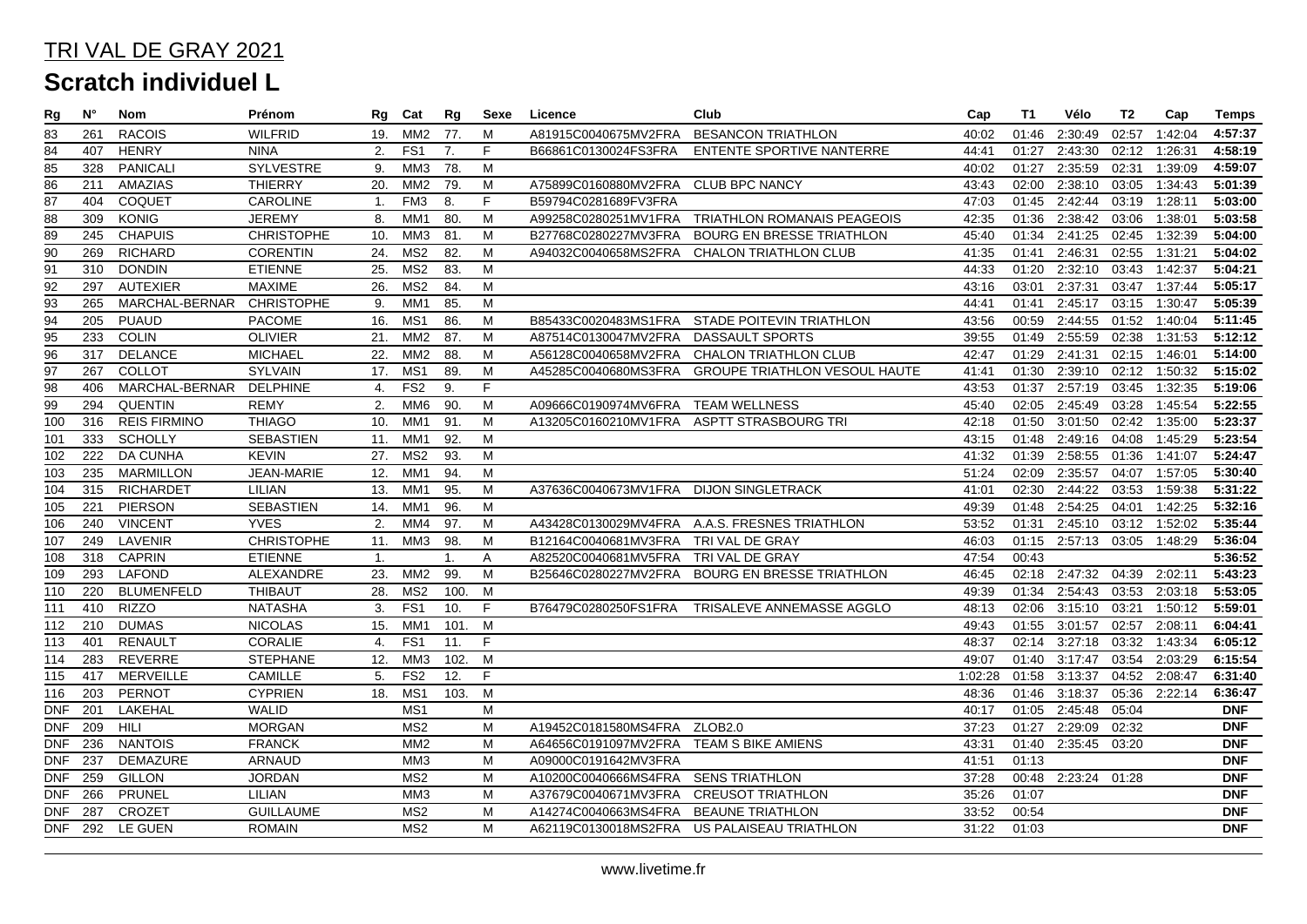# TRI VAL DE GRAY 2021

## Scratch individuel L

| Rg | N° | Nom | Prénom | Rg | Cat | Rg | Sexe | Licence | Club | Cap | T1 | Vélo | T2 | Cap | Temps |
|---|---|---|---|---|---|---|---|---|---|---|---|---|---|---|---|
| 83 | 261 | RACOIS | WILFRID | 19. | MM2 | 77. | M | A81915C0040675MV2FRA | BESANCON TRIATHLON | 40:02 | 01:46 | 2:30:49 | 02:57 | 1:42:04 | **4:57:37** |
| 84 | 407 | HENRY | NINA | 2. | FS1 | 7. | F | B66861C0130024FS3FRA | ENTENTE SPORTIVE NANTERRE | 44:41 | 01:27 | 2:43:30 | 02:12 | 1:26:31 | **4:58:19** |
| 85 | 328 | PANICALI | SYLVESTRE | 9. | MM3 | 78. | M | | | 40:02 | 01:27 | 2:35:59 | 02:31 | 1:39:09 | **4:59:07** |
| 86 | 211 | AMAZIAS | THIERRY | 20. | MM2 | 79. | M | A75899C0160880MV2FRA | CLUB BPC NANCY | 43:43 | 02:00 | 2:38:10 | 03:05 | 1:34:43 | **5:01:39** |
| 87 | 404 | COQUET | CAROLINE | 1. | FM3 | 8. | F | B59794C0281689FV3FRA | | 47:03 | 01:45 | 2:42:44 | 03:19 | 1:28:11 | **5:03:00** |
| 88 | 309 | KONIG | JEREMY | 8. | MM1 | 80. | M | A99258C0280251MV1FRA | TRIATHLON ROMANAIS PEAGEOIS | 42:35 | 01:36 | 2:38:42 | 03:06 | 1:38:01 | **5:03:58** |
| 89 | 245 | CHAPUIS | CHRISTOPHE | 10. | MM3 | 81. | M | B27768C0280227MV3FRA | BOURG EN BRESSE TRIATHLON | 45:40 | 01:34 | 2:41:25 | 02:45 | 1:32:39 | **5:04:00** |
| 90 | 269 | RICHARD | CORENTIN | 24. | MS2 | 82. | M | A94032C0040658MS2FRA | CHALON TRIATHLON CLUB | 41:35 | 01:41 | 2:46:31 | 02:55 | 1:31:21 | **5:04:02** |
| 91 | 310 | DONDIN | ETIENNE | 25. | MS2 | 83. | M | | | 44:33 | 01:20 | 2:32:10 | 03:43 | 1:42:37 | **5:04:21** |
| 92 | 297 | AUTEXIER | MAXIME | 26. | MS2 | 84. | M | | | 43:16 | 03:01 | 2:37:31 | 03:47 | 1:37:44 | **5:05:17** |
| 93 | 265 | MARCHAL-BERNAR | CHRISTOPHE | 9. | MM1 | 85. | M | | | 44:41 | 01:41 | 2:45:17 | 03:15 | 1:30:47 | **5:05:39** |
| 94 | 205 | PUAUD | PACOME | 16. | MS1 | 86. | M | B85433C0020483MS1FRA | STADE POITEVIN TRIATHLON | 43:56 | 00:59 | 2:44:55 | 01:52 | 1:40:04 | **5:11:45** |
| 95 | 233 | COLIN | OLIVIER | 21. | MM2 | 87. | M | A87514C0130047MV2FRA | DASSAULT SPORTS | 39:55 | 01:49 | 2:55:59 | 02:38 | 1:31:53 | **5:12:12** |
| 96 | 317 | DELANCE | MICHAEL | 22. | MM2 | 88. | M | A56128C0040658MV2FRA | CHALON TRIATHLON CLUB | 42:47 | 01:29 | 2:41:31 | 02:15 | 1:46:01 | **5:14:00** |
| 97 | 267 | COLLOT | SYLVAIN | 17. | MS1 | 89. | M | A45285C0040680MS3FRA | GROUPE TRIATHLON VESOUL HAUTE | 41:41 | 01:30 | 2:39:10 | 02:12 | 1:50:32 | **5:15:02** |
| 98 | 406 | MARCHAL-BERNAR | DELPHINE | 4. | FS2 | 9. | F | | | 43:53 | 01:37 | 2:57:19 | 03:45 | 1:32:35 | **5:19:06** |
| 99 | 294 | QUENTIN | REMY | 2. | MM6 | 90. | M | A09666C0190974MV6FRA | TEAM WELLNESS | 45:40 | 02:05 | 2:45:49 | 03:28 | 1:45:54 | **5:22:55** |
| 100 | 316 | REIS FIRMINO | THIAGO | 10. | MM1 | 91. | M | A13205C0160210MV1FRA | ASPTT STRASBOURG TRI | 42:18 | 01:50 | 3:01:50 | 02:42 | 1:35:00 | **5:23:37** |
| 101 | 333 | SCHOLLY | SEBASTIEN | 11. | MM1 | 92. | M | | | 43:15 | 01:48 | 2:49:16 | 04:08 | 1:45:29 | **5:23:54** |
| 102 | 222 | DA CUNHA | KEVIN | 27. | MS2 | 93. | M | | | 41:32 | 01:39 | 2:58:55 | 01:36 | 1:41:07 | **5:24:47** |
| 103 | 235 | MARMILLON | JEAN-MARIE | 12. | MM1 | 94. | M | | | 51:24 | 02:09 | 2:35:57 | 04:07 | 1:57:05 | **5:30:40** |
| 104 | 315 | RICHARDET | LILIAN | 13. | MM1 | 95. | M | A37636C0040673MV1FRA | DIJON SINGLETRACK | 41:01 | 02:30 | 2:44:22 | 03:53 | 1:59:38 | **5:31:22** |
| 105 | 221 | PIERSON | SEBASTIEN | 14. | MM1 | 96. | M | | | 49:39 | 01:48 | 2:54:25 | 04:01 | 1:42:25 | **5:32:16** |
| 106 | 240 | VINCENT | YVES | 2. | MM4 | 97. | M | A43428C0130029MV4FRA | A.A.S. FRESNES TRIATHLON | 53:52 | 01:31 | 2:45:10 | 03:12 | 1:52:02 | **5:35:44** |
| 107 | 249 | LAVENIR | CHRISTOPHE | 11. | MM3 | 98. | M | B12164C0040681MV3FRA | TRI VAL DE GRAY | 46:03 | 01:15 | 2:57:13 | 03:05 | 1:48:29 | **5:36:04** |
| 108 | 318 | CAPRIN | ETIENNE | 1. | | 1. | A | A82520C0040681MV5FRA | TRI VAL DE GRAY | 47:54 | 00:43 | | | | **5:36:52** |
| 109 | 293 | LAFOND | ALEXANDRE | 23. | MM2 | 99. | M | B25646C0280227MV2FRA | BOURG EN BRESSE TRIATHLON | 46:45 | 02:18 | 2:47:32 | 04:39 | 2:02:11 | **5:43:23** |
| 110 | 220 | BLUMENFELD | THIBAUT | 28. | MS2 | 100. | M | | | 49:39 | 01:34 | 2:54:43 | 03:53 | 2:03:18 | **5:53:05** |
| 111 | 410 | RIZZO | NATASHA | 3. | FS1 | 10. | F | B76479C0280250FS1FRA | TRISALEVE ANNEMASSE AGGLO | 48:13 | 02:06 | 3:15:10 | 03:21 | 1:50:12 | **5:59:01** |
| 112 | 210 | DUMAS | NICOLAS | 15. | MM1 | 101. | M | | | 49:43 | 01:55 | 3:01:57 | 02:57 | 2:08:11 | **6:04:41** |
| 113 | 401 | RENAULT | CORALIE | 4. | FS1 | 11. | F | | | 48:37 | 02:14 | 3:27:18 | 03:32 | 1:43:34 | **6:05:12** |
| 114 | 283 | REVERRE | STEPHANE | 12. | MM3 | 102. | M | | | 49:07 | 01:40 | 3:17:47 | 03:54 | 2:03:29 | **6:15:54** |
| 115 | 417 | MERVEILLE | CAMILLE | 5. | FS2 | 12. | F | | | 1:02:28 | 01:58 | 3:13:37 | 04:52 | 2:08:47 | **6:31:40** |
| 116 | 203 | PERNOT | CYPRIEN | 18. | MS1 | 103. | M | | | 48:36 | 01:46 | 3:18:37 | 05:36 | 2:22:14 | **6:36:47** |
| DNF | 201 | LAKEHAL | WALID | | MS1 | | M | | | 40:17 | 01:05 | 2:45:48 | 05:04 | | **DNF** |
| DNF | 209 | HILI | MORGAN | | MS2 | | M | A19452C0181580MS4FRA | ZLOB2.0 | 37:23 | 01:27 | 2:29:09 | 02:32 | | **DNF** |
| DNF | 236 | NANTOIS | FRANCK | | MM2 | | M | A64656C0191097MV2FRA | TEAM S BIKE AMIENS | 43:31 | 01:40 | 2:35:45 | 03:20 | | **DNF** |
| DNF | 237 | DEMAZURE | ARNAUD | | MM3 | | M | A09000C0191642MV3FRA | | 41:51 | 01:13 | | | | **DNF** |
| DNF | 259 | GILLON | JORDAN | | MS2 | | M | A10200C0040666MS4FRA | SENS TRIATHLON | 37:28 | 00:48 | 2:23:24 | 01:28 | | **DNF** |
| DNF | 266 | PRUNEL | LILIAN | | MM3 | | M | A37679C0040671MV3FRA | CREUSOT TRIATHLON | 35:26 | 01:07 | | | | **DNF** |
| DNF | 287 | CROZET | GUILLAUME | | MS2 | | M | A14274C0040663MS4FRA | BEAUNE TRIATHLON | 33:52 | 00:54 | | | | **DNF** |
| DNF | 292 | LE GUEN | ROMAIN | | MS2 | | M | A62119C0130018MS2FRA | US PALAISEAU TRIATHLON | 31:22 | 01:03 | | | | **DNF** |

www.livetime.fr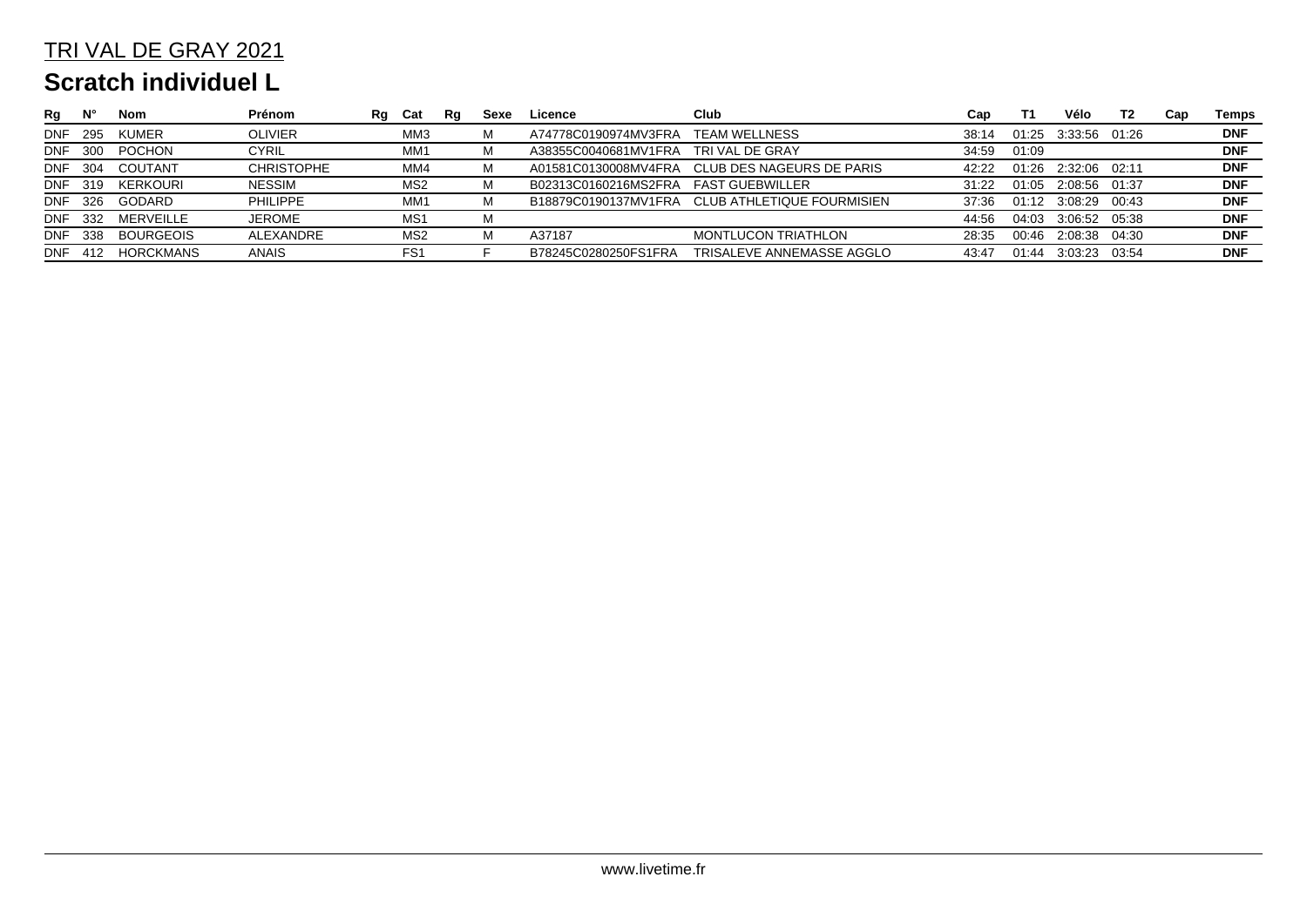# TRI VAL DE GRAY 2021

## Scratch individuel L

| Rg | N° | Nom | Prénom | Rg | Cat | Rg | Sexe | Licence | Club | Cap | T1 | Vélo | T2 | Cap | Temps |
|---|---|---|---|---|---|---|---|---|---|---|---|---|---|---|---|
| DNF | 295 | KUMER | OLIVIER | | MM3 | | M | A74778C0190974MV3FRA | TEAM WELLNESS | 38:14 | 01:25 | 3:33:56 | 01:26 | | **DNF** |
| DNF | 300 | POCHON | CYRIL | | MM1 | | M | A38355C0040681MV1FRA | TRI VAL DE GRAY | 34:59 | 01:09 | | | | **DNF** |
| DNF | 304 | COUTANT | CHRISTOPHE | | MM4 | | M | A01581C0130008MV4FRA | CLUB DES NAGEURS DE PARIS | 42:22 | 01:26 | 2:32:06 | 02:11 | | **DNF** |
| DNF | 319 | KERKOURI | NESSIM | | MS2 | | M | B02313C0160216MS2FRA | FAST GUEBWILLER | 31:22 | 01:05 | 2:08:56 | 01:37 | | **DNF** |
| DNF | 326 | GODARD | PHILIPPE | | MM1 | | M | B18879C0190137MV1FRA | CLUB ATHLETIQUE FOURMISIEN | 37:36 | 01:12 | 3:08:29 | 00:43 | | **DNF** |
| DNF | 332 | MERVEILLE | JEROME | | MS1 | | M | | | 44:56 | 04:03 | 3:06:52 | 05:38 | | **DNF** |
| DNF | 338 | BOURGEOIS | ALEXANDRE | | MS2 | | M | A37187 | MONTLUCON TRIATHLON | 28:35 | 00:46 | 2:08:38 | 04:30 | | **DNF** |
| DNF | 412 | HORCKMANS | ANAIS | | FS1 | | F | B78245C0280250FS1FRA | TRISALEVE ANNEMASSE AGGLO | 43:47 | 01:44 | 3:03:23 | 03:54 | | **DNF** |